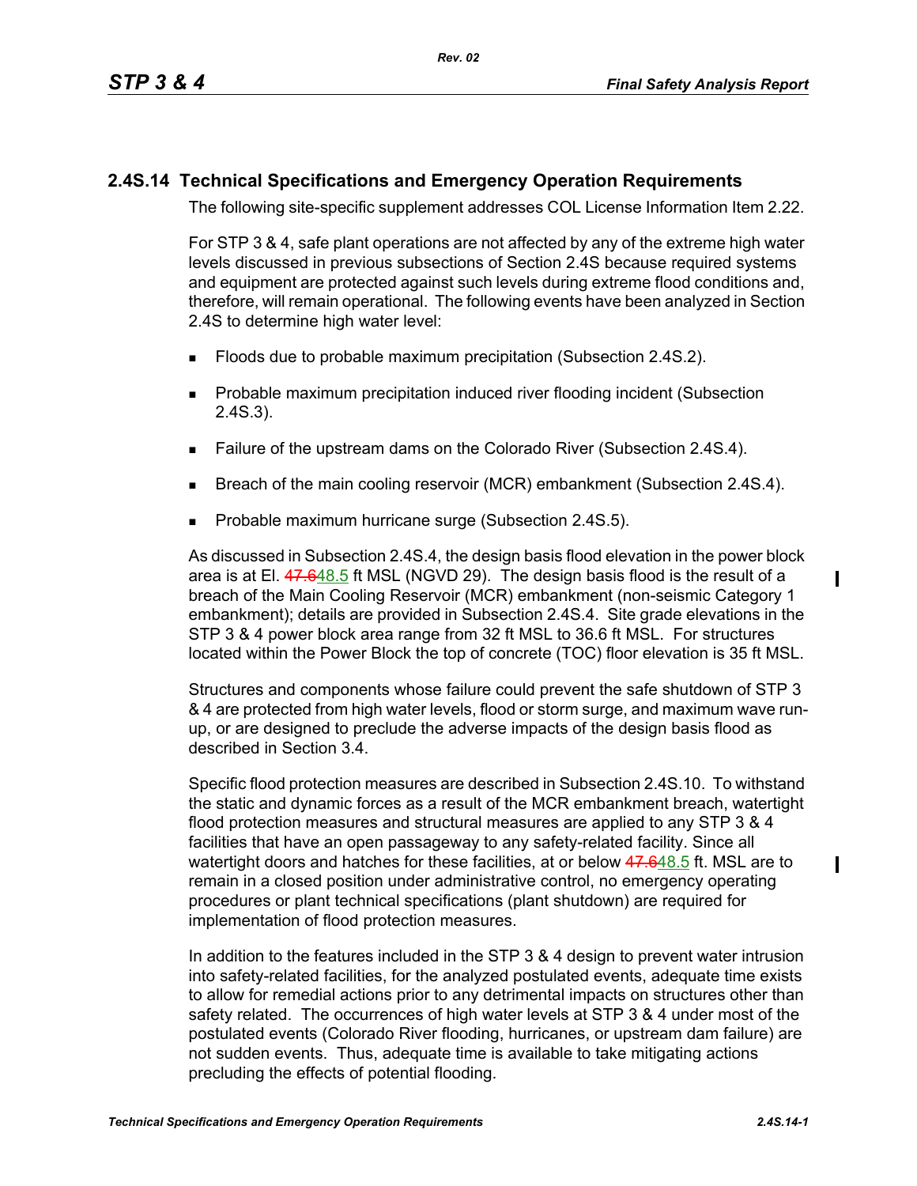## 2.4S.14 Technical Specifications and Emergency Operation Requirements

The following site-specific supplement addresses COL License Information Item 2.22.

For STP 3 & 4, safe plant operations are not affected by any of the extreme high water levels discussed in previous subsections of Section 2.4S because required systems and equipment are protected against such levels during extreme flood conditions and, therefore, will remain operational. The following events have been analyzed in Section 2.4S to determine high water level:

- Floods due to probable maximum precipitation (Subsection 2.4S.2).
- Probable maximum precipitation induced river flooding incident (Subsection 2.4S.3).
- Failure of the upstream dams on the Colorado River (Subsection 2.4S.4).
- Breach of the main cooling reservoir (MCR) embankment (Subsection 2.4S.4).
- Probable maximum hurricane surge (Subsection 2.4S.5).

As discussed in Subsection 2.4S.4, the design basis flood elevation in the power block area is at El. ~~47.6~~48.5 ft MSL (NGVD 29). The design basis flood is the result of a breach of the Main Cooling Reservoir (MCR) embankment (non-seismic Category 1 embankment); details are provided in Subsection 2.4S.4. Site grade elevations in the STP 3 & 4 power block area range from 32 ft MSL to 36.6 ft MSL. For structures located within the Power Block the top of concrete (TOC) floor elevation is 35 ft MSL.

Structures and components whose failure could prevent the safe shutdown of STP 3 & 4 are protected from high water levels, flood or storm surge, and maximum wave run-up, or are designed to preclude the adverse impacts of the design basis flood as described in Section 3.4.

Specific flood protection measures are described in Subsection 2.4S.10. To withstand the static and dynamic forces as a result of the MCR embankment breach, watertight flood protection measures and structural measures are applied to any STP 3 & 4 facilities that have an open passageway to any safety-related facility. Since all watertight doors and hatches for these facilities, at or below ~~47.6~~48.5 ft. MSL are to remain in a closed position under administrative control, no emergency operating procedures or plant technical specifications (plant shutdown) are required for implementation of flood protection measures.

In addition to the features included in the STP 3 & 4 design to prevent water intrusion into safety-related facilities, for the analyzed postulated events, adequate time exists to allow for remedial actions prior to any detrimental impacts on structures other than safety related. The occurrences of high water levels at STP 3 & 4 under most of the postulated events (Colorado River flooding, hurricanes, or upstream dam failure) are not sudden events. Thus, adequate time is available to take mitigating actions precluding the effects of potential flooding.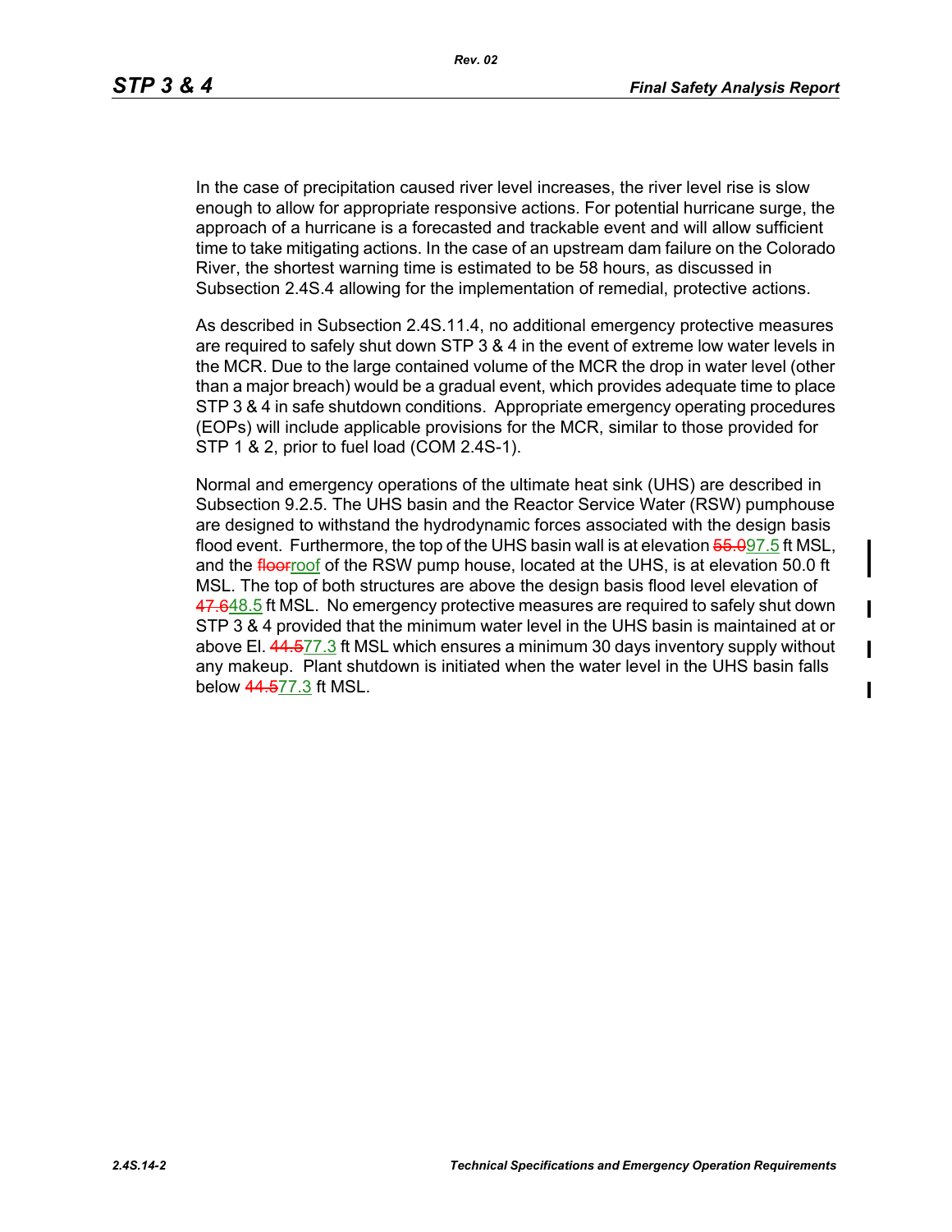In the case of precipitation caused river level increases, the river level rise is slow enough to allow for appropriate responsive actions. For potential hurricane surge, the approach of a hurricane is a forecasted and trackable event and will allow sufficient time to take mitigating actions. In the case of an upstream dam failure on the Colorado River, the shortest warning time is estimated to be 58 hours, as discussed in Subsection 2.4S.4 allowing for the implementation of remedial, protective actions.

As described in Subsection 2.4S.11.4, no additional emergency protective measures are required to safely shut down STP 3 & 4 in the event of extreme low water levels in the MCR. Due to the large contained volume of the MCR the drop in water level (other than a major breach) would be a gradual event, which provides adequate time to place STP 3 & 4 in safe shutdown conditions. Appropriate emergency operating procedures (EOPs) will include applicable provisions for the MCR, similar to those provided for STP 1 & 2, prior to fuel load (COM 2.4S-1).

Normal and emergency operations of the ultimate heat sink (UHS) are described in Subsection 9.2.5. The UHS basin and the Reactor Service Water (RSW) pumphouse are designed to withstand the hydrodynamic forces associated with the design basis flood event. Furthermore, the top of the UHS basin wall is at elevation ~~55.0~~97.5 ft MSL, and the ~~floor~~roof of the RSW pump house, located at the UHS, is at elevation 50.0 ft MSL. The top of both structures are above the design basis flood level elevation of ~~47.6~~48.5 ft MSL. No emergency protective measures are required to safely shut down STP 3 & 4 provided that the minimum water level in the UHS basin is maintained at or above El. ~~44.5~~77.3 ft MSL which ensures a minimum 30 days inventory supply without any makeup. Plant shutdown is initiated when the water level in the UHS basin falls below ~~44.5~~77.3 ft MSL.